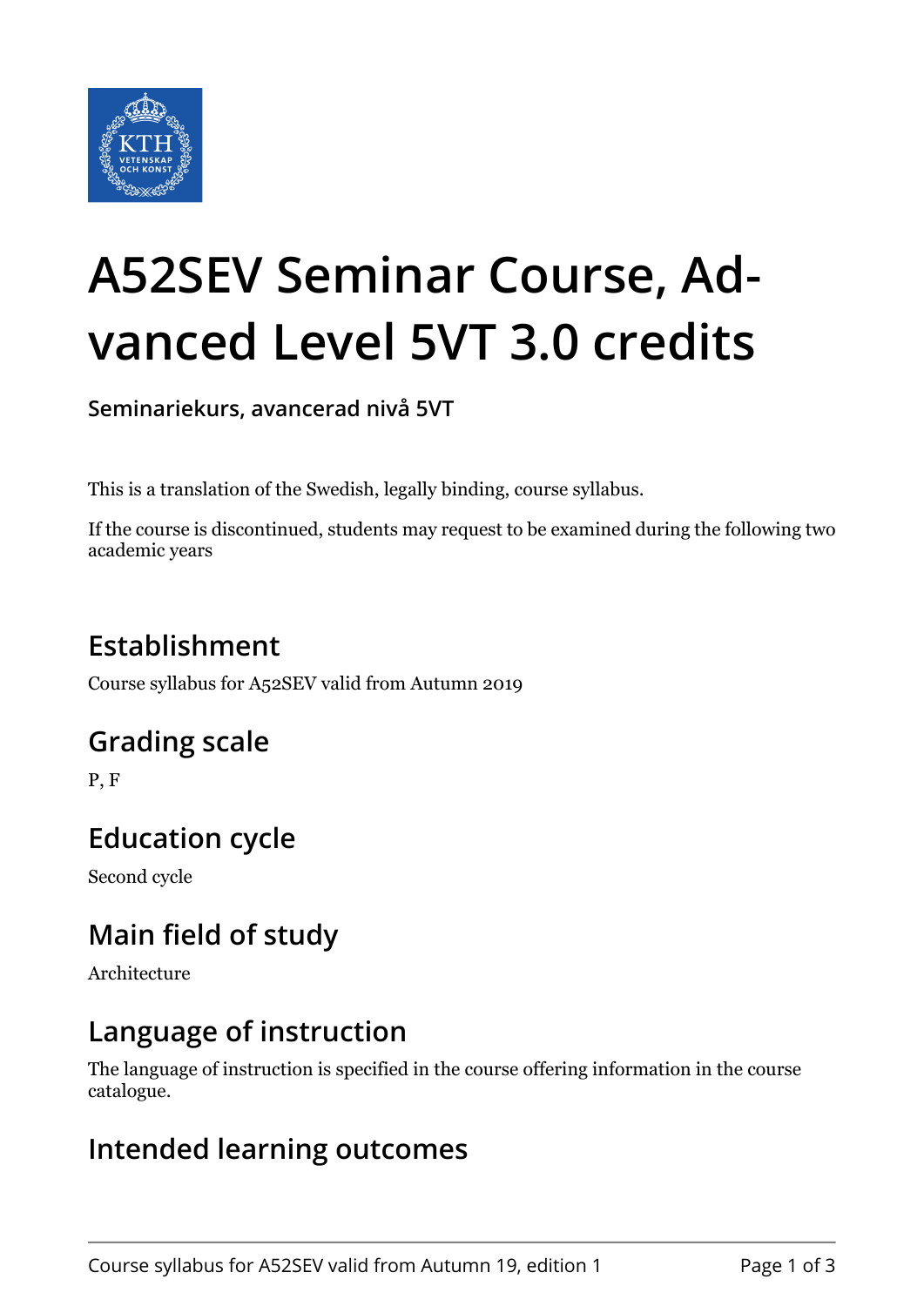# A52SEV Seminar Course, Advanced Level 5VT 3.0 credits

**Seminariekurs, avancerad nivå 5VT**

This is a translation of the Swedish, legally binding, course syllabus.

If the course is discontinued, students may request to be examined during the following two academic years

## Establishment

Course syllabus for A52SEV valid from Autumn 2019

## Grading scale

P, F

## Education cycle

Second cycle

## Main field of study

Architecture

## Language of instruction

The language of instruction is specified in the course offering information in the course catalogue.

## Intended learning outcomes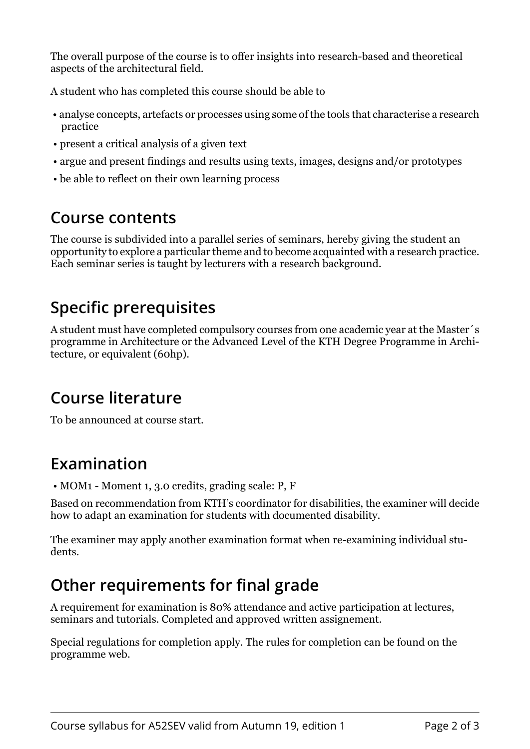The overall purpose of the course is to offer insights into research-based and theoretical aspects of the architectural field.

A student who has completed this course should be able to

- analyse concepts, artefacts or processes using some of the tools that characterise a research practice
- present a critical analysis of a given text
- argue and present findings and results using texts, images, designs and/or prototypes
- be able to reflect on their own learning process

## Course contents

The course is subdivided into a parallel series of seminars, hereby giving the student an opportunity to explore a particular theme and to become acquainted with a research practice. Each seminar series is taught by lecturers with a research background.

## Specific prerequisites

A student must have completed compulsory courses from one academic year at the Master´s programme in Architecture or the Advanced Level of the KTH Degree Programme in Architecture, or equivalent (60hp).

## Course literature

To be announced at course start.

## Examination

- MOM1 - Moment 1, 3.0 credits, grading scale: P, F

Based on recommendation from KTH's coordinator for disabilities, the examiner will decide how to adapt an examination for students with documented disability.

The examiner may apply another examination format when re-examining individual students.

## Other requirements for final grade

A requirement for examination is 80% attendance and active participation at lectures, seminars and tutorials. Completed and approved written assignement.

Special regulations for completion apply. The rules for completion can be found on the programme web.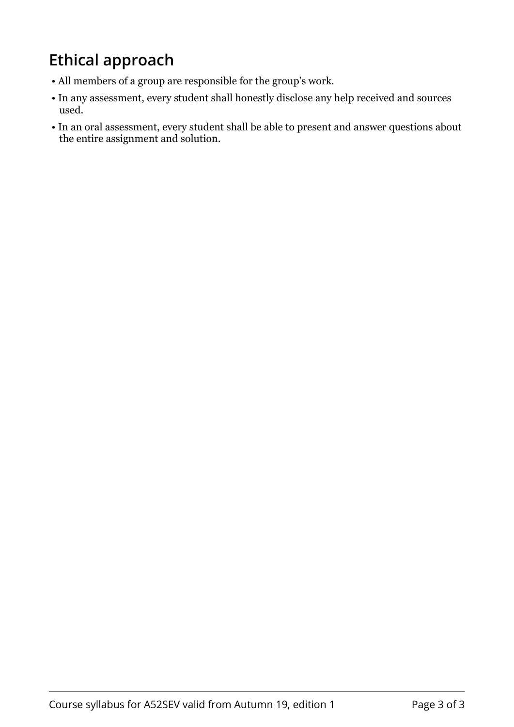## Ethical approach

- All members of a group are responsible for the group's work.
- In any assessment, every student shall honestly disclose any help received and sources used.
- In an oral assessment, every student shall be able to present and answer questions about the entire assignment and solution.